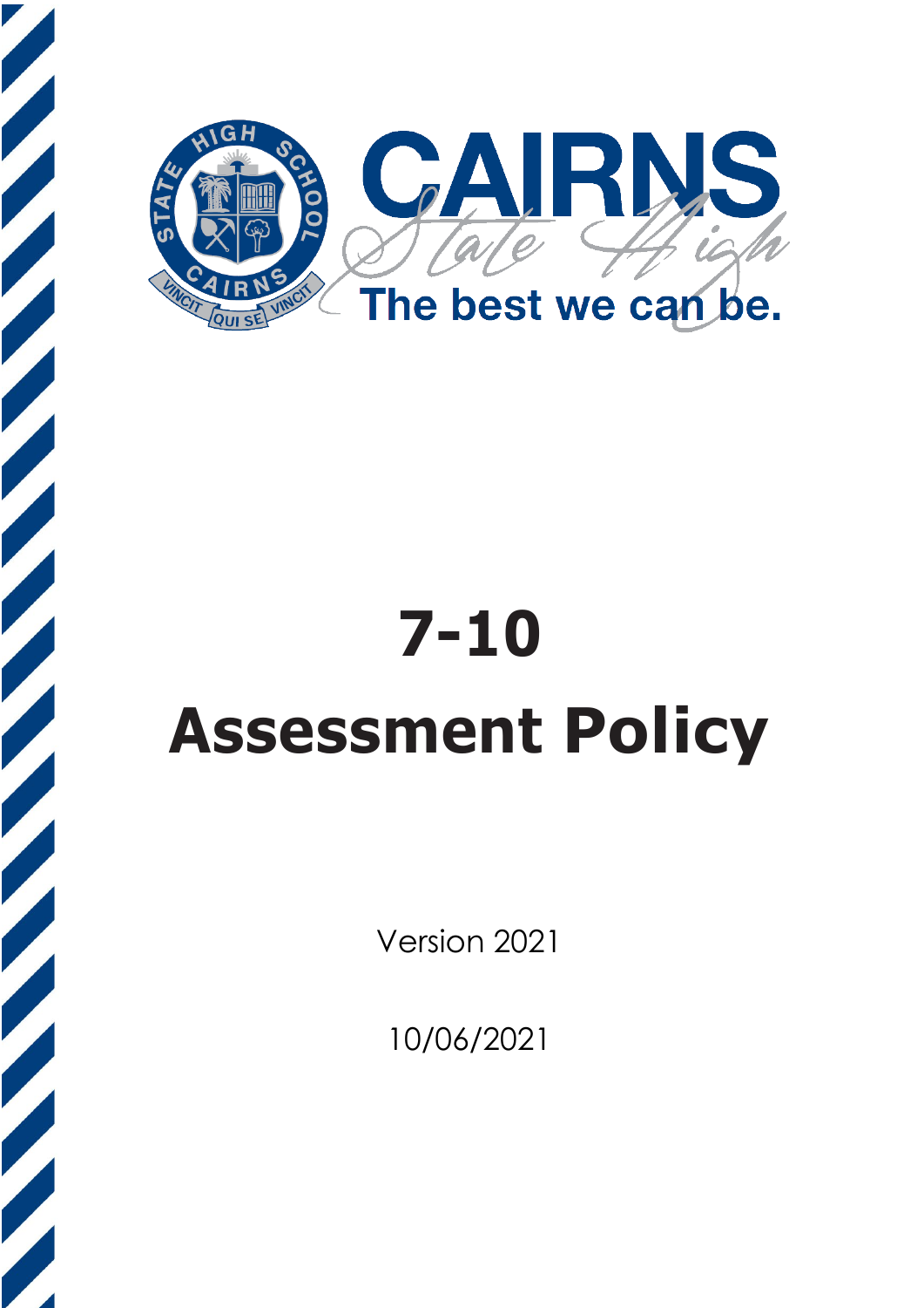CAIRNS

State High

The best we can be.

# 7-10

# Assessment Policy

Version 2021

10/06/2021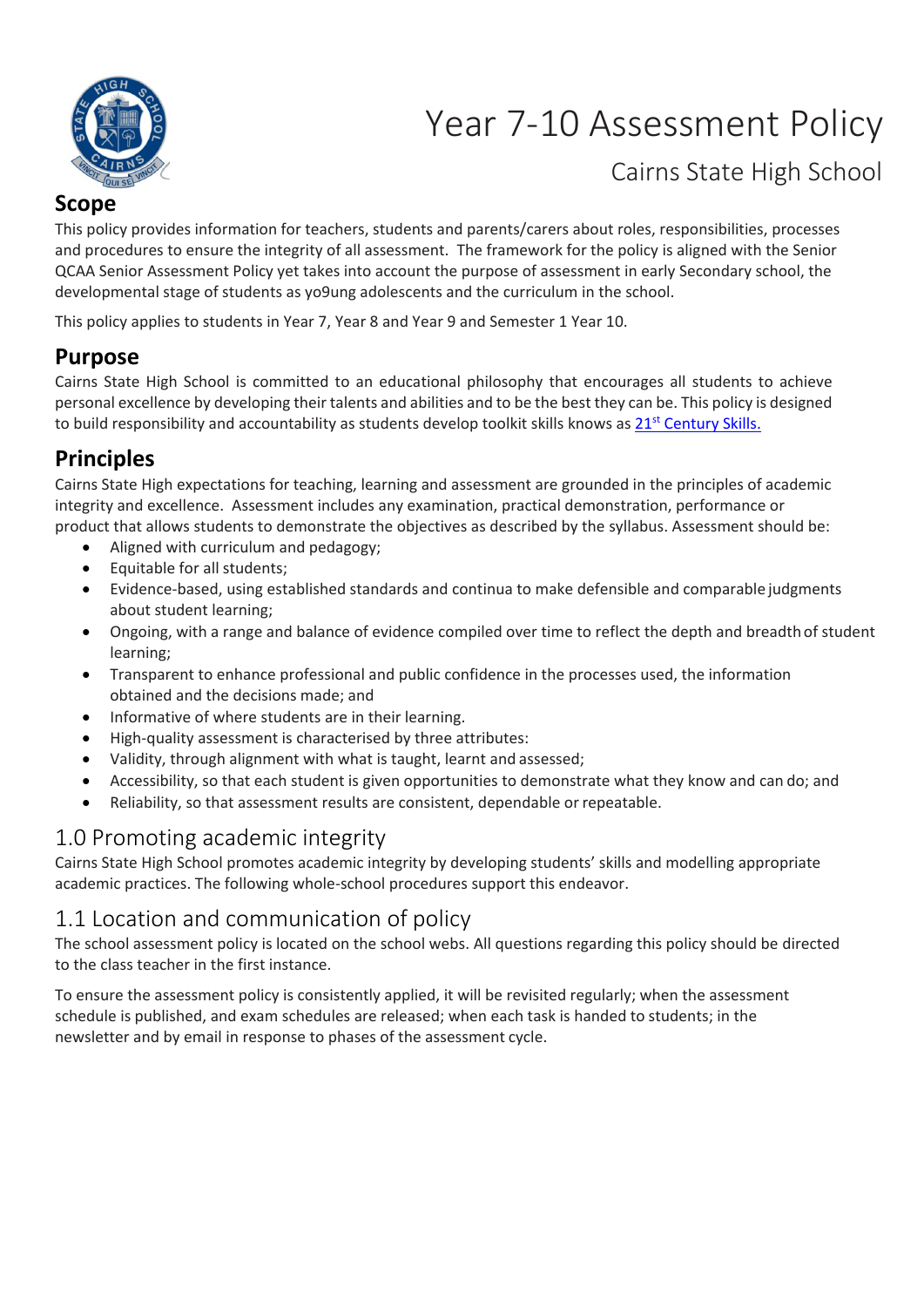# Year 7-10 Assessment Policy

## Cairns State High School

## Scope

This policy provides information for teachers, students and parents/carers about roles, responsibilities, processes and procedures to ensure the integrity of all assessment. The framework for the policy is aligned with the Senior QCAA Senior Assessment Policy yet takes into account the purpose of assessment in early Secondary school, the developmental stage of students as yo9ung adolescents and the curriculum in the school.

This policy applies to students in Year 7, Year 8 and Year 9 and Semester 1 Year 10.

## Purpose

Cairns State High School is committed to an educational philosophy that encourages all students to achieve personal excellence by developing their talents and abilities and to be the best they can be. This policy is designed to build responsibility and accountability as students develop toolkit skills knows as 21st Century Skills.

## Principles

Cairns State High expectations for teaching, learning and assessment are grounded in the principles of academic integrity and excellence. Assessment includes any examination, practical demonstration, performance or product that allows students to demonstrate the objectives as described by the syllabus. Assessment should be:

- Aligned with curriculum and pedagogy;
- Equitable for all students;
- Evidence-based, using established standards and continua to make defensible and comparable judgments about student learning;
- Ongoing, with a range and balance of evidence compiled over time to reflect the depth and breadth of student learning;
- Transparent to enhance professional and public confidence in the processes used, the information obtained and the decisions made; and
- Informative of where students are in their learning.
- High-quality assessment is characterised by three attributes:
- Validity, through alignment with what is taught, learnt and assessed;
- Accessibility, so that each student is given opportunities to demonstrate what they know and can do; and
- Reliability, so that assessment results are consistent, dependable or repeatable.

## 1.0 Promoting academic integrity

Cairns State High School promotes academic integrity by developing students' skills and modelling appropriate academic practices. The following whole-school procedures support this endeavor.

## 1.1 Location and communication of policy

The school assessment policy is located on the school webs. All questions regarding this policy should be directed to the class teacher in the first instance.

To ensure the assessment policy is consistently applied, it will be revisited regularly; when the assessment schedule is published, and exam schedules are released; when each task is handed to students; in the newsletter and by email in response to phases of the assessment cycle.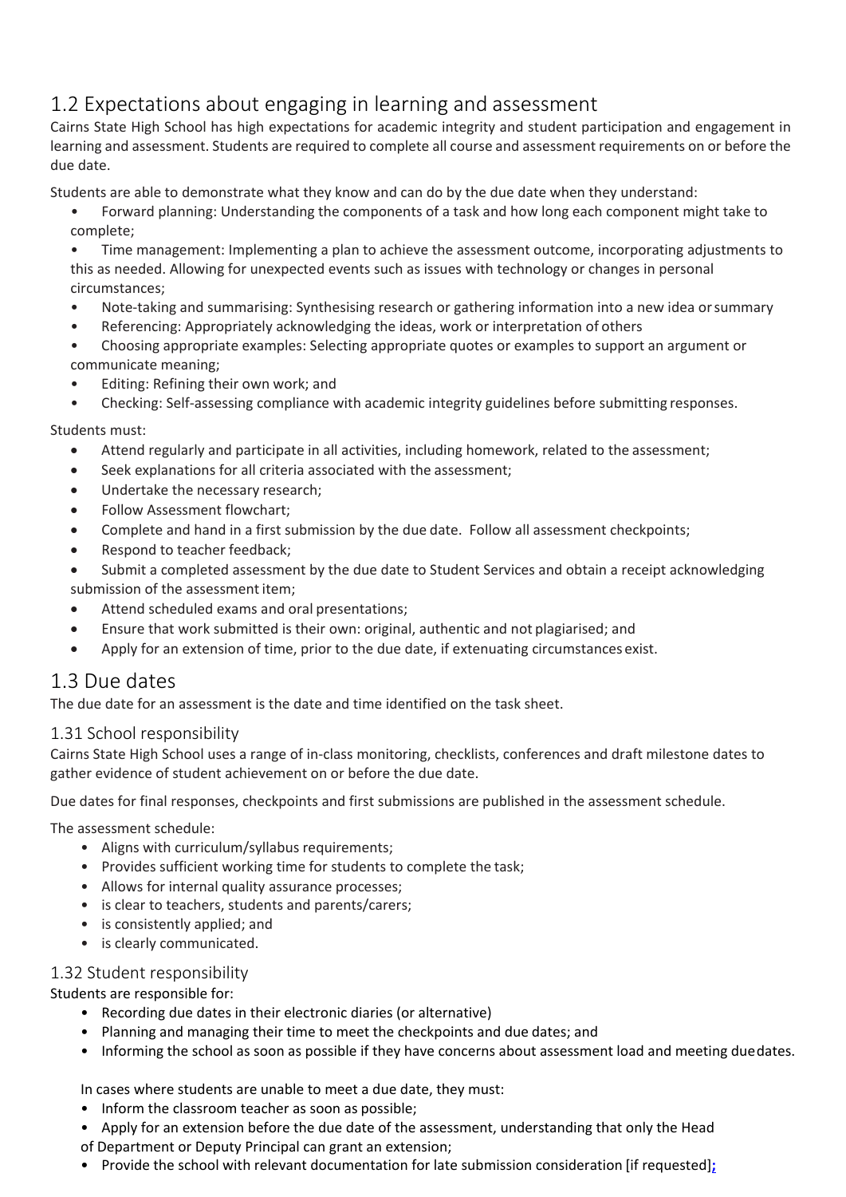## 1.2 Expectations about engaging in learning and assessment

Cairns State High School has high expectations for academic integrity and student participation and engagement in learning and assessment. Students are required to complete all course and assessment requirements on or before the due date.

Students are able to demonstrate what they know and can do by the due date when they understand:

- Forward planning: Understanding the components of a task and how long each component might take to complete;
- Time management: Implementing a plan to achieve the assessment outcome, incorporating adjustments to this as needed. Allowing for unexpected events such as issues with technology or changes in personal circumstances;
- Note-taking and summarising: Synthesising research or gathering information into a new idea or summary
- Referencing: Appropriately acknowledging the ideas, work or interpretation of others
- Choosing appropriate examples: Selecting appropriate quotes or examples to support an argument or communicate meaning;
- Editing: Refining their own work; and
- Checking: Self-assessing compliance with academic integrity guidelines before submitting responses.

Students must:

- Attend regularly and participate in all activities, including homework, related to the assessment;
- Seek explanations for all criteria associated with the assessment;
- Undertake the necessary research;
- Follow Assessment flowchart;
- Complete and hand in a first submission by the due date. Follow all assessment checkpoints;
- Respond to teacher feedback;
- Submit a completed assessment by the due date to Student Services and obtain a receipt acknowledging submission of the assessment item;
- Attend scheduled exams and oral presentations;
- Ensure that work submitted is their own: original, authentic and not plagiarised; and
- Apply for an extension of time, prior to the due date, if extenuating circumstances exist.

## 1.3 Due dates

The due date for an assessment is the date and time identified on the task sheet.

### 1.31 School responsibility

Cairns State High School uses a range of in-class monitoring, checklists, conferences and draft milestone dates to gather evidence of student achievement on or before the due date.

Due dates for final responses, checkpoints and first submissions are published in the assessment schedule.

The assessment schedule:

- Aligns with curriculum/syllabus requirements;
- Provides sufficient working time for students to complete the task;
- Allows for internal quality assurance processes;
- is clear to teachers, students and parents/carers;
- is consistently applied; and
- is clearly communicated.

### 1.32 Student responsibility

Students are responsible for:

- Recording due dates in their electronic diaries (or alternative)
- Planning and managing their time to meet the checkpoints and due dates; and
- Informing the school as soon as possible if they have concerns about assessment load and meeting due dates.

In cases where students are unable to meet a due date, they must:

- Inform the classroom teacher as soon as possible;
- Apply for an extension before the due date of the assessment, understanding that only the Head of Department or Deputy Principal can grant an extension;
- Provide the school with relevant documentation for late submission consideration [if requested];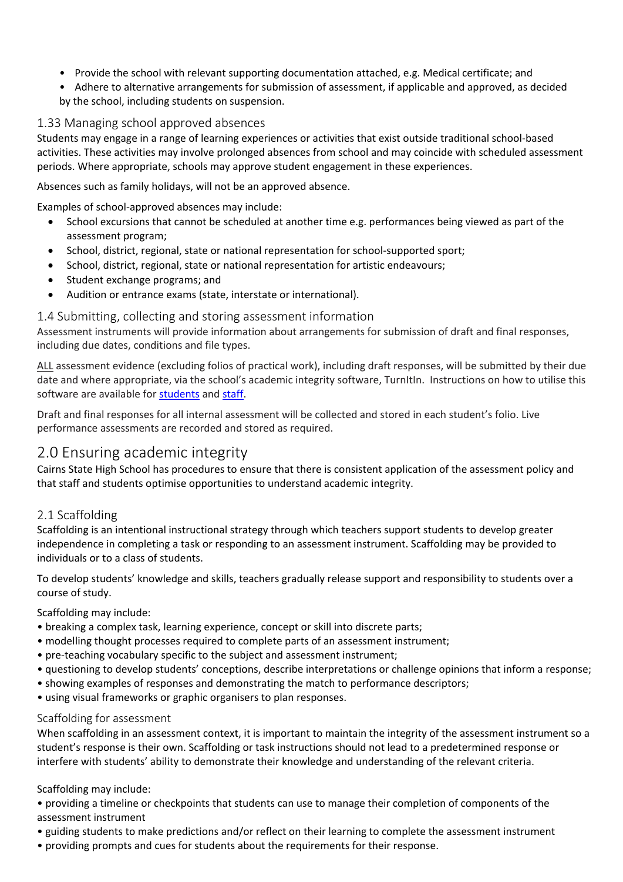- Provide the school with relevant supporting documentation attached, e.g. Medical certificate; and
- Adhere to alternative arrangements for submission of assessment, if applicable and approved, as decided by the school, including students on suspension.

### 1.33 Managing school approved absences

Students may engage in a range of learning experiences or activities that exist outside traditional school-based activities. These activities may involve prolonged absences from school and may coincide with scheduled assessment periods. Where appropriate, schools may approve student engagement in these experiences.

Absences such as family holidays, will not be an approved absence.

Examples of school-approved absences may include:

- School excursions that cannot be scheduled at another time e.g. performances being viewed as part of the assessment program;
- School, district, regional, state or national representation for school-supported sport;
- School, district, regional, state or national representation for artistic endeavours;
- Student exchange programs; and
- Audition or entrance exams (state, interstate or international).

### 1.4 Submitting, collecting and storing assessment information

Assessment instruments will provide information about arrangements for submission of draft and final responses, including due dates, conditions and file types.

ALL assessment evidence (excluding folios of practical work), including draft responses, will be submitted by their due date and where appropriate, via the school's academic integrity software, TurnItIn. Instructions on how to utilise this software are available for students and staff.

Draft and final responses for all internal assessment will be collected and stored in each student's folio. Live performance assessments are recorded and stored as required.

## 2.0 Ensuring academic integrity

Cairns State High School has procedures to ensure that there is consistent application of the assessment policy and that staff and students optimise opportunities to understand academic integrity.

### 2.1 Scaffolding

Scaffolding is an intentional instructional strategy through which teachers support students to develop greater independence in completing a task or responding to an assessment instrument. Scaffolding may be provided to individuals or to a class of students.

To develop students' knowledge and skills, teachers gradually release support and responsibility to students over a course of study.

Scaffolding may include:

- breaking a complex task, learning experience, concept or skill into discrete parts;
- modelling thought processes required to complete parts of an assessment instrument;
- pre-teaching vocabulary specific to the subject and assessment instrument;
- questioning to develop students' conceptions, describe interpretations or challenge opinions that inform a response;
- showing examples of responses and demonstrating the match to performance descriptors;
- using visual frameworks or graphic organisers to plan responses.

#### Scaffolding for assessment

When scaffolding in an assessment context, it is important to maintain the integrity of the assessment instrument so a student's response is their own. Scaffolding or task instructions should not lead to a predetermined response or interfere with students' ability to demonstrate their knowledge and understanding of the relevant criteria.

Scaffolding may include:

- providing a timeline or checkpoints that students can use to manage their completion of components of the assessment instrument
- guiding students to make predictions and/or reflect on their learning to complete the assessment instrument
- providing prompts and cues for students about the requirements for their response.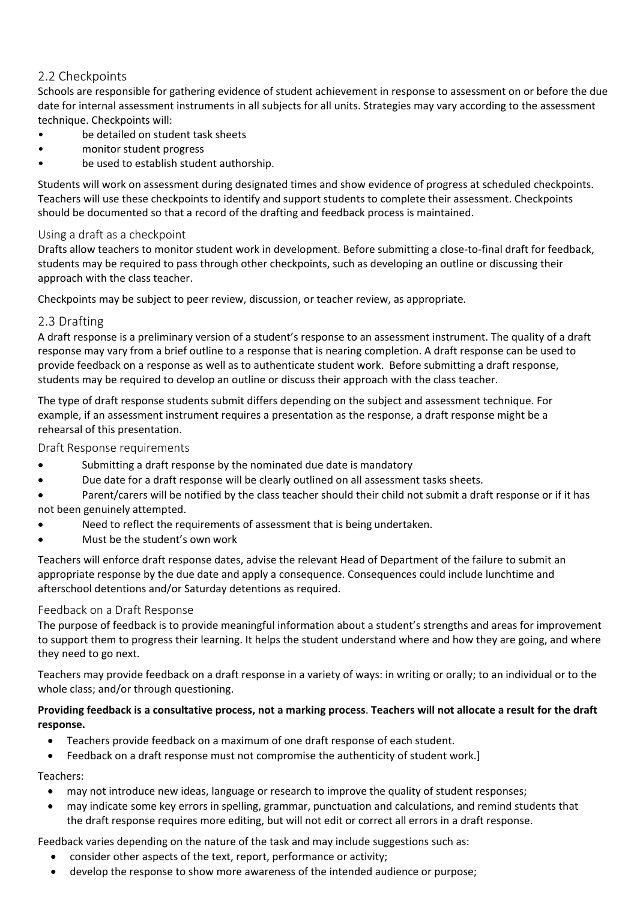## 2.2 Checkpoints

Schools are responsible for gathering evidence of student achievement in response to assessment on or before the due date for internal assessment instruments in all subjects for all units. Strategies may vary according to the assessment technique. Checkpoints will:

- be detailed on student task sheets
- monitor student progress
- be used to establish student authorship.

Students will work on assessment during designated times and show evidence of progress at scheduled checkpoints. Teachers will use these checkpoints to identify and support students to complete their assessment. Checkpoints should be documented so that a record of the drafting and feedback process is maintained.

### Using a draft as a checkpoint

Drafts allow teachers to monitor student work in development. Before submitting a close-to-final draft for feedback, students may be required to pass through other checkpoints, such as developing an outline or discussing their approach with the class teacher.

Checkpoints may be subject to peer review, discussion, or teacher review, as appropriate.

## 2.3 Drafting

A draft response is a preliminary version of a student's response to an assessment instrument. The quality of a draft response may vary from a brief outline to a response that is nearing completion. A draft response can be used to provide feedback on a response as well as to authenticate student work. Before submitting a draft response, students may be required to develop an outline or discuss their approach with the class teacher.

The type of draft response students submit differs depending on the subject and assessment technique. For example, if an assessment instrument requires a presentation as the response, a draft response might be a rehearsal of this presentation.

### Draft Response requirements

- Submitting a draft response by the nominated due date is mandatory
- Due date for a draft response will be clearly outlined on all assessment tasks sheets.
- Parent/carers will be notified by the class teacher should their child not submit a draft response or if it has not been genuinely attempted.
- Need to reflect the requirements of assessment that is being undertaken.
- Must be the student's own work

Teachers will enforce draft response dates, advise the relevant Head of Department of the failure to submit an appropriate response by the due date and apply a consequence. Consequences could include lunchtime and afterschool detentions and/or Saturday detentions as required.

### Feedback on a Draft Response

The purpose of feedback is to provide meaningful information about a student's strengths and areas for improvement to support them to progress their learning. It helps the student understand where and how they are going, and where they need to go next.

Teachers may provide feedback on a draft response in a variety of ways: in writing or orally; to an individual or to the whole class; and/or through questioning.

**Providing feedback is a consultative process, not a marking process**. **Teachers will not allocate a result for the draft response.**

- Teachers provide feedback on a maximum of one draft response of each student.
- Feedback on a draft response must not compromise the authenticity of student work.]

Teachers:

- may not introduce new ideas, language or research to improve the quality of student responses;
- may indicate some key errors in spelling, grammar, punctuation and calculations, and remind students that the draft response requires more editing, but will not edit or correct all errors in a draft response.

Feedback varies depending on the nature of the task and may include suggestions such as:

- consider other aspects of the text, report, performance or activity;
- develop the response to show more awareness of the intended audience or purpose;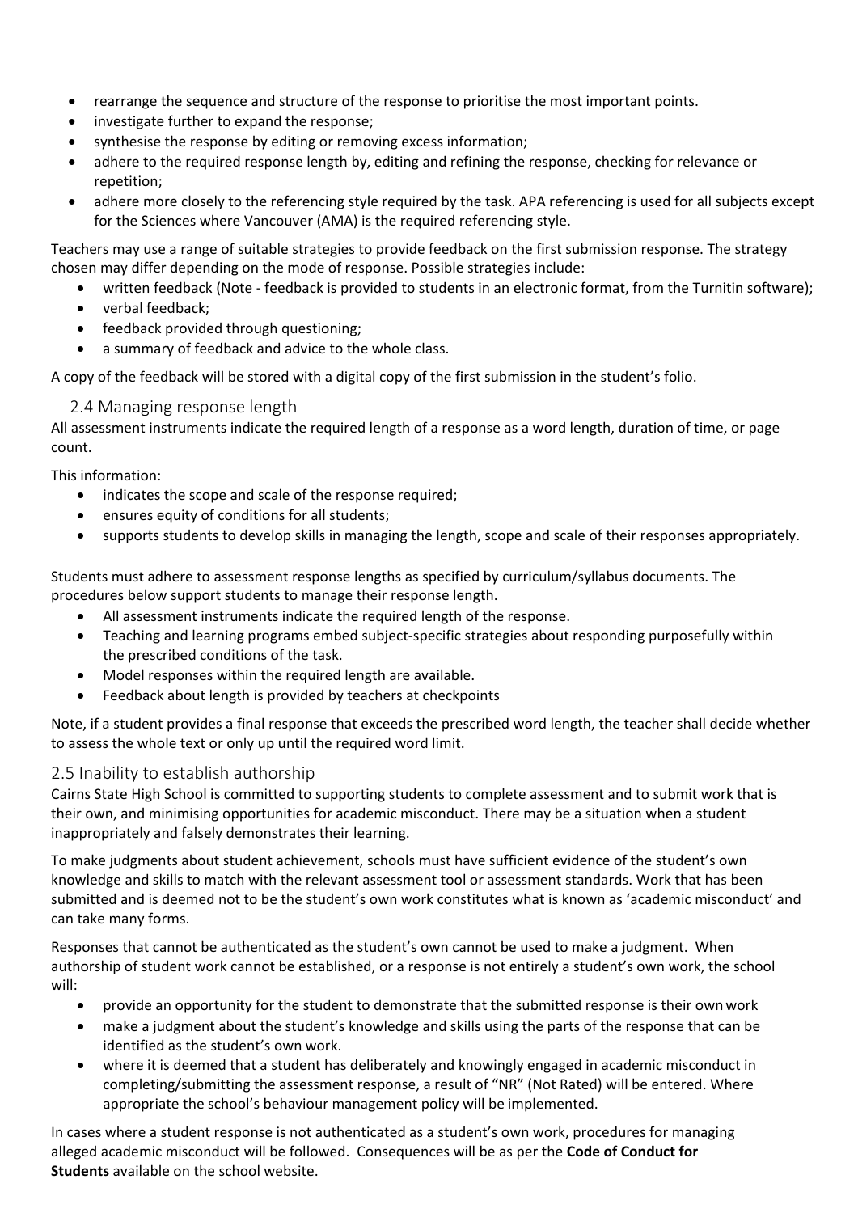- rearrange the sequence and structure of the response to prioritise the most important points.
- investigate further to expand the response;
- synthesise the response by editing or removing excess information;
- adhere to the required response length by, editing and refining the response, checking for relevance or repetition;
- adhere more closely to the referencing style required by the task. APA referencing is used for all subjects except for the Sciences where Vancouver (AMA) is the required referencing style.

Teachers may use a range of suitable strategies to provide feedback on the first submission response. The strategy chosen may differ depending on the mode of response. Possible strategies include:

- written feedback (Note - feedback is provided to students in an electronic format, from the Turnitin software);
- verbal feedback;
- feedback provided through questioning;
- a summary of feedback and advice to the whole class.

A copy of the feedback will be stored with a digital copy of the first submission in the student's folio.

### 2.4 Managing response length

All assessment instruments indicate the required length of a response as a word length, duration of time, or page count.

This information:

- indicates the scope and scale of the response required;
- ensures equity of conditions for all students;
- supports students to develop skills in managing the length, scope and scale of their responses appropriately.

Students must adhere to assessment response lengths as specified by curriculum/syllabus documents. The procedures below support students to manage their response length.

- All assessment instruments indicate the required length of the response.
- Teaching and learning programs embed subject-specific strategies about responding purposefully within the prescribed conditions of the task.
- Model responses within the required length are available.
- Feedback about length is provided by teachers at checkpoints

Note, if a student provides a final response that exceeds the prescribed word length, the teacher shall decide whether to assess the whole text or only up until the required word limit.

### 2.5 Inability to establish authorship

Cairns State High School is committed to supporting students to complete assessment and to submit work that is their own, and minimising opportunities for academic misconduct. There may be a situation when a student inappropriately and falsely demonstrates their learning.

To make judgments about student achievement, schools must have sufficient evidence of the student's own knowledge and skills to match with the relevant assessment tool or assessment standards. Work that has been submitted and is deemed not to be the student's own work constitutes what is known as 'academic misconduct' and can take many forms.

Responses that cannot be authenticated as the student's own cannot be used to make a judgment. When authorship of student work cannot be established, or a response is not entirely a student's own work, the school will:

- provide an opportunity for the student to demonstrate that the submitted response is their own work
- make a judgment about the student's knowledge and skills using the parts of the response that can be identified as the student's own work.
- where it is deemed that a student has deliberately and knowingly engaged in academic misconduct in completing/submitting the assessment response, a result of "NR" (Not Rated) will be entered. Where appropriate the school's behaviour management policy will be implemented.

In cases where a student response is not authenticated as a student's own work, procedures for managing alleged academic misconduct will be followed. Consequences will be as per the **Code of Conduct for Students** available on the school website.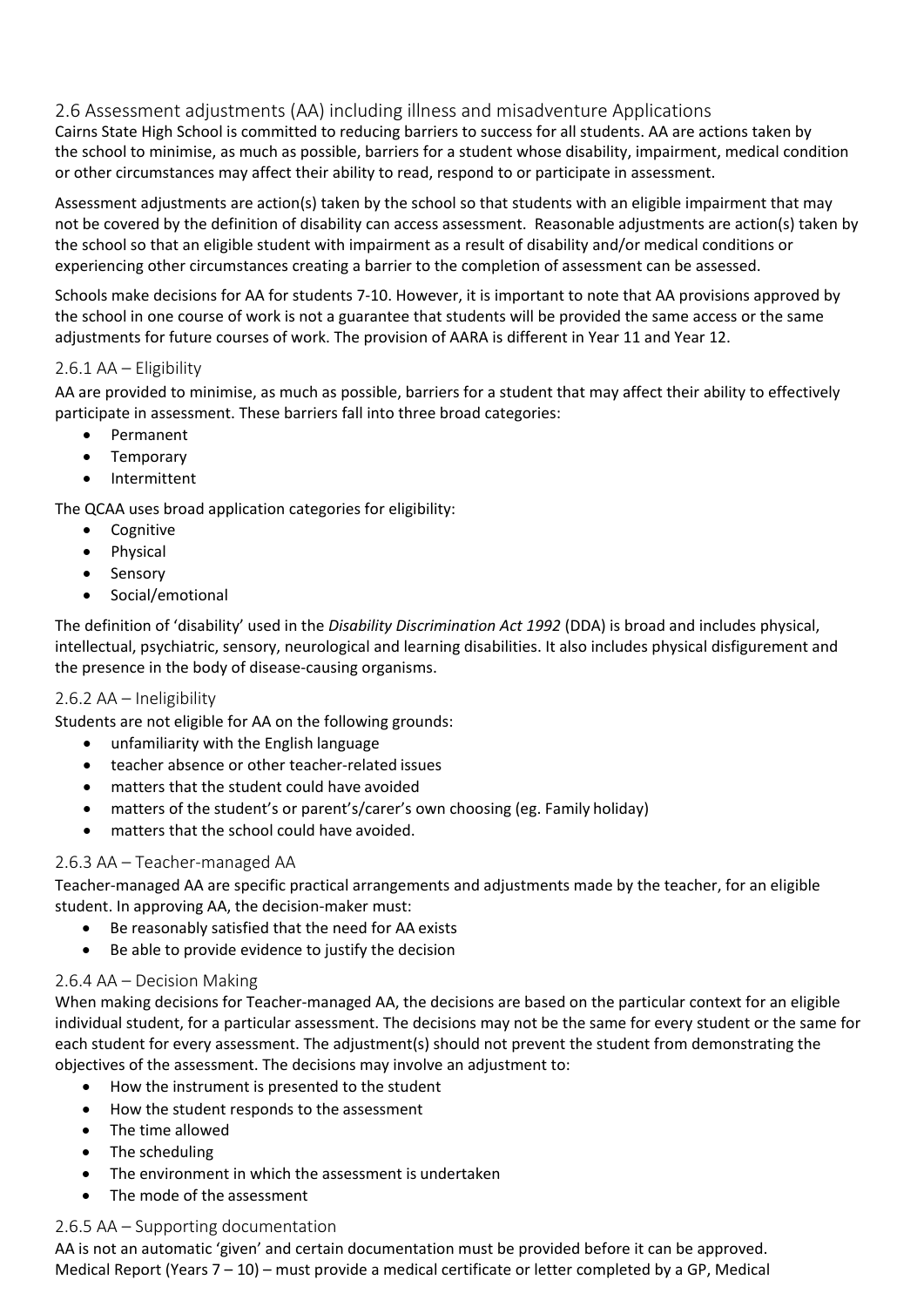## 2.6 Assessment adjustments (AA) including illness and misadventure Applications

Cairns State High School is committed to reducing barriers to success for all students. AA are actions taken by the school to minimise, as much as possible, barriers for a student whose disability, impairment, medical condition or other circumstances may affect their ability to read, respond to or participate in assessment.

Assessment adjustments are action(s) taken by the school so that students with an eligible impairment that may not be covered by the definition of disability can access assessment. Reasonable adjustments are action(s) taken by the school so that an eligible student with impairment as a result of disability and/or medical conditions or experiencing other circumstances creating a barrier to the completion of assessment can be assessed.

Schools make decisions for AA for students 7-10. However, it is important to note that AA provisions approved by the school in one course of work is not a guarantee that students will be provided the same access or the same adjustments for future courses of work. The provision of AARA is different in Year 11 and Year 12.

### 2.6.1 AA – Eligibility

AA are provided to minimise, as much as possible, barriers for a student that may affect their ability to effectively participate in assessment. These barriers fall into three broad categories:

- Permanent
- Temporary
- Intermittent

The QCAA uses broad application categories for eligibility:

- Cognitive
- Physical
- Sensory
- Social/emotional

The definition of 'disability' used in the *Disability Discrimination Act 1992* (DDA) is broad and includes physical, intellectual, psychiatric, sensory, neurological and learning disabilities. It also includes physical disfigurement and the presence in the body of disease-causing organisms.

### 2.6.2 AA – Ineligibility

Students are not eligible for AA on the following grounds:

- unfamiliarity with the English language
- teacher absence or other teacher-related issues
- matters that the student could have avoided
- matters of the student's or parent's/carer's own choosing (eg. Family holiday)
- matters that the school could have avoided.

### 2.6.3 AA – Teacher-managed AA

Teacher-managed AA are specific practical arrangements and adjustments made by the teacher, for an eligible student. In approving AA, the decision-maker must:

- Be reasonably satisfied that the need for AA exists
- Be able to provide evidence to justify the decision

### 2.6.4 AA – Decision Making

When making decisions for Teacher-managed AA, the decisions are based on the particular context for an eligible individual student, for a particular assessment. The decisions may not be the same for every student or the same for each student for every assessment. The adjustment(s) should not prevent the student from demonstrating the objectives of the assessment. The decisions may involve an adjustment to:

- How the instrument is presented to the student
- How the student responds to the assessment
- The time allowed
- The scheduling
- The environment in which the assessment is undertaken
- The mode of the assessment

### 2.6.5 AA – Supporting documentation

AA is not an automatic 'given' and certain documentation must be provided before it can be approved.
Medical Report (Years 7 – 10) – must provide a medical certificate or letter completed by a GP, Medical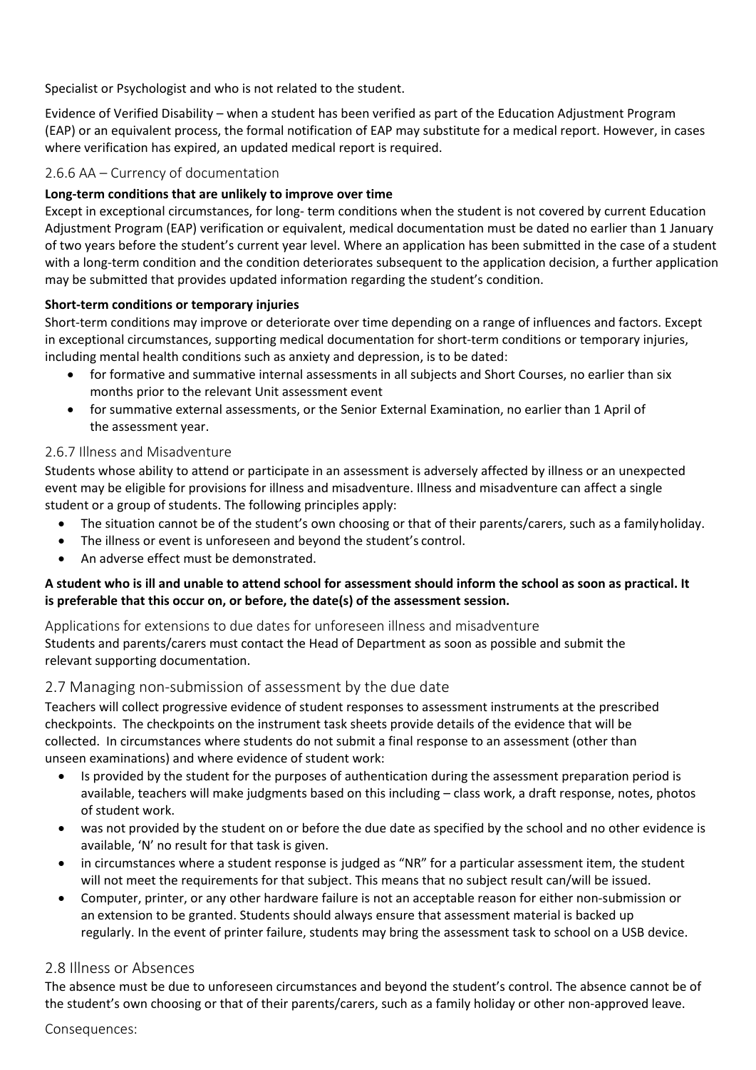Specialist or Psychologist and who is not related to the student.

Evidence of Verified Disability – when a student has been verified as part of the Education Adjustment Program (EAP) or an equivalent process, the formal notification of EAP may substitute for a medical report. However, in cases where verification has expired, an updated medical report is required.

### 2.6.6 AA – Currency of documentation

**Long-term conditions that are unlikely to improve over time**

Except in exceptional circumstances, for long- term conditions when the student is not covered by current Education Adjustment Program (EAP) verification or equivalent, medical documentation must be dated no earlier than 1 January of two years before the student's current year level. Where an application has been submitted in the case of a student with a long-term condition and the condition deteriorates subsequent to the application decision, a further application may be submitted that provides updated information regarding the student's condition.

**Short-term conditions or temporary injuries**

Short-term conditions may improve or deteriorate over time depending on a range of influences and factors. Except in exceptional circumstances, supporting medical documentation for short-term conditions or temporary injuries, including mental health conditions such as anxiety and depression, is to be dated:

- for formative and summative internal assessments in all subjects and Short Courses, no earlier than six months prior to the relevant Unit assessment event
- for summative external assessments, or the Senior External Examination, no earlier than 1 April of the assessment year.

### 2.6.7 Illness and Misadventure

Students whose ability to attend or participate in an assessment is adversely affected by illness or an unexpected event may be eligible for provisions for illness and misadventure. Illness and misadventure can affect a single student or a group of students. The following principles apply:

- The situation cannot be of the student's own choosing or that of their parents/carers, such as a family holiday.
- The illness or event is unforeseen and beyond the student's control.
- An adverse effect must be demonstrated.

**A student who is ill and unable to attend school for assessment should inform the school as soon as practical. It is preferable that this occur on, or before, the date(s) of the assessment session.**

#### Applications for extensions to due dates for unforeseen illness and misadventure

Students and parents/carers must contact the Head of Department as soon as possible and submit the relevant supporting documentation.

## 2.7 Managing non-submission of assessment by the due date

Teachers will collect progressive evidence of student responses to assessment instruments at the prescribed checkpoints. The checkpoints on the instrument task sheets provide details of the evidence that will be collected. In circumstances where students do not submit a final response to an assessment (other than unseen examinations) and where evidence of student work:

- Is provided by the student for the purposes of authentication during the assessment preparation period is available, teachers will make judgments based on this including – class work, a draft response, notes, photos of student work.
- was not provided by the student on or before the due date as specified by the school and no other evidence is available, 'N' no result for that task is given.
- in circumstances where a student response is judged as "NR" for a particular assessment item, the student will not meet the requirements for that subject. This means that no subject result can/will be issued.
- Computer, printer, or any other hardware failure is not an acceptable reason for either non-submission or an extension to be granted. Students should always ensure that assessment material is backed up regularly. In the event of printer failure, students may bring the assessment task to school on a USB device.

## 2.8 Illness or Absences

The absence must be due to unforeseen circumstances and beyond the student's control. The absence cannot be of the student's own choosing or that of their parents/carers, such as a family holiday or other non-approved leave.

Consequences: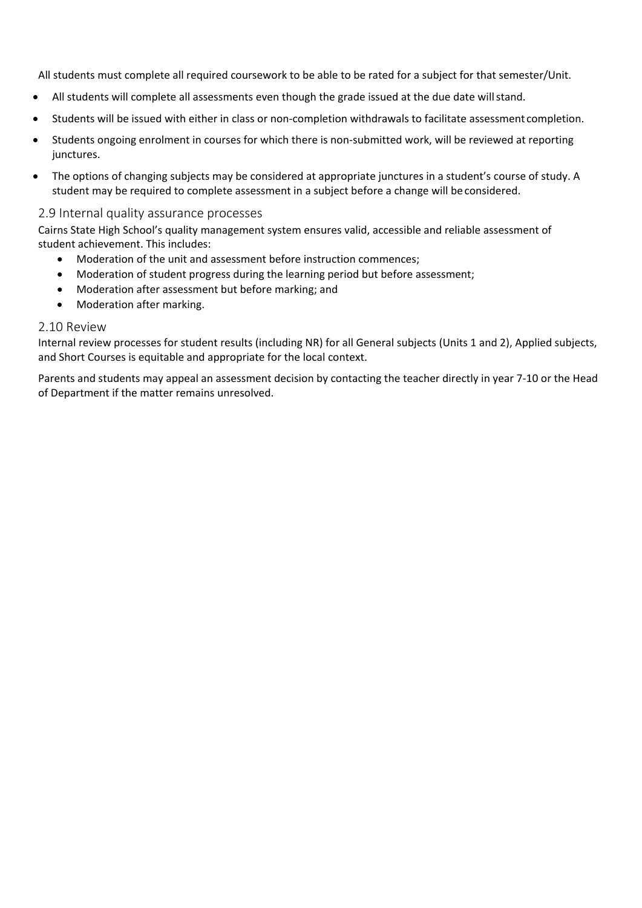All students must complete all required coursework to be able to be rated for a subject for that semester/Unit.

- All students will complete all assessments even though the grade issued at the due date will stand.
- Students will be issued with either in class or non-completion withdrawals to facilitate assessment completion.
- Students ongoing enrolment in courses for which there is non-submitted work, will be reviewed at reporting junctures.
- The options of changing subjects may be considered at appropriate junctures in a student's course of study. A student may be required to complete assessment in a subject before a change will be considered.

### 2.9 Internal quality assurance processes

Cairns State High School's quality management system ensures valid, accessible and reliable assessment of student achievement. This includes:

- Moderation of the unit and assessment before instruction commences;
- Moderation of student progress during the learning period but before assessment;
- Moderation after assessment but before marking; and
- Moderation after marking.

### 2.10 Review

Internal review processes for student results (including NR) for all General subjects (Units 1 and 2), Applied subjects, and Short Courses is equitable and appropriate for the local context.

Parents and students may appeal an assessment decision by contacting the teacher directly in year 7-10 or the Head of Department if the matter remains unresolved.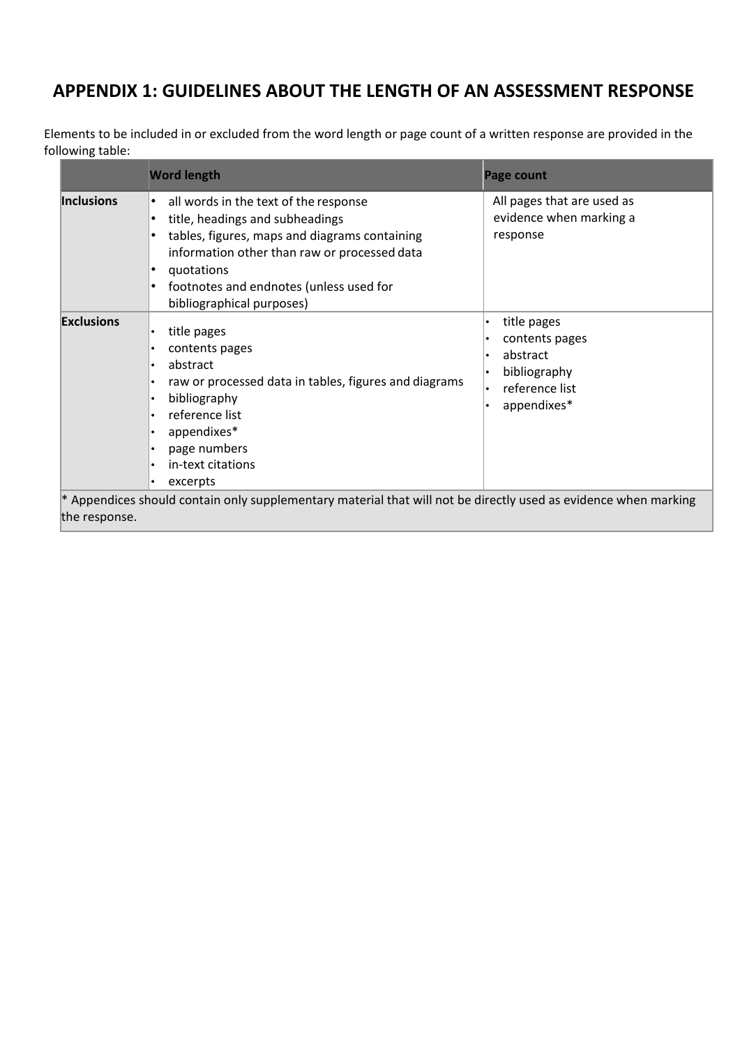# APPENDIX 1: GUIDELINES ABOUT THE LENGTH OF AN ASSESSMENT RESPONSE

Elements to be included in or excluded from the word length or page count of a written response are provided in the following table:

| | Word length | Page count |
|---|---|---|
| **Inclusions** | • all words in the text of the response<br>• title, headings and subheadings<br>• tables, figures, maps and diagrams containing information other than raw or processed data<br>• quotations<br>• footnotes and endnotes (unless used for bibliographical purposes) | All pages that are used as evidence when marking a response |
| **Exclusions** | • title pages<br>• contents pages<br>• abstract<br>• raw or processed data in tables, figures and diagrams<br>• bibliography<br>• reference list<br>• appendixes*<br>• page numbers<br>• in-text citations<br>• excerpts | • title pages<br>• contents pages<br>• abstract<br>• bibliography<br>• reference list<br>• appendixes* |
| * Appendices should contain only supplementary material that will not be directly used as evidence when marking the response. | | |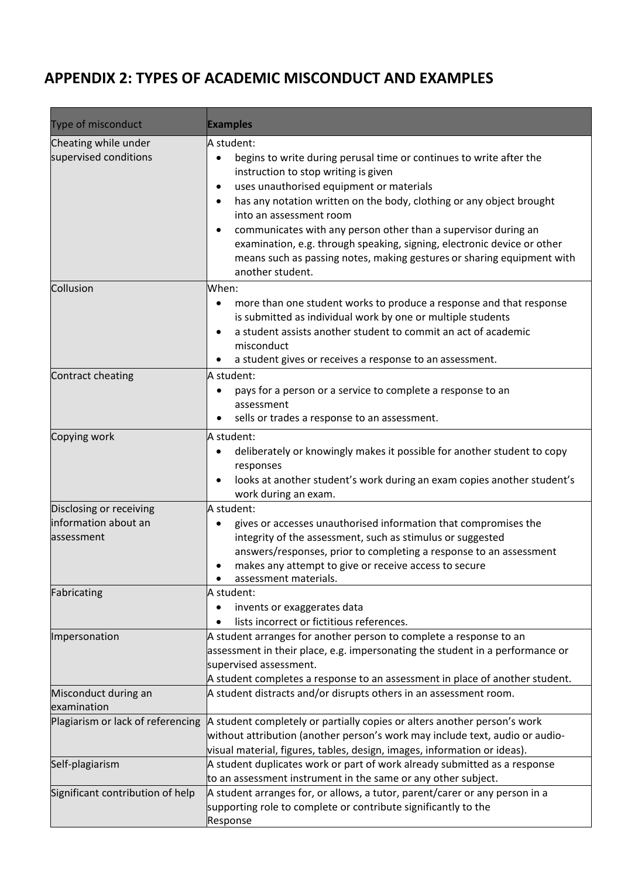## APPENDIX 2: TYPES OF ACADEMIC MISCONDUCT AND EXAMPLES

| Type of misconduct | **Examples** |
|---|---|
| Cheating while under supervised conditions | A student:<br>• begins to write during perusal time or continues to write after the instruction to stop writing is given<br>• uses unauthorised equipment or materials<br>• has any notation written on the body, clothing or any object brought into an assessment room<br>• communicates with any person other than a supervisor during an examination, e.g. through speaking, signing, electronic device or other means such as passing notes, making gestures or sharing equipment with another student. |
| Collusion | When:<br>• more than one student works to produce a response and that response is submitted as individual work by one or multiple students<br>• a student assists another student to commit an act of academic misconduct<br>• a student gives or receives a response to an assessment. |
| Contract cheating | A student:<br>• pays for a person or a service to complete a response to an assessment<br>• sells or trades a response to an assessment. |
| Copying work | A student:<br>• deliberately or knowingly makes it possible for another student to copy responses<br>• looks at another student's work during an exam copies another student's work during an exam. |
| Disclosing or receiving information about an assessment | A student:<br>• gives or accesses unauthorised information that compromises the integrity of the assessment, such as stimulus or suggested answers/responses, prior to completing a response to an assessment<br>• makes any attempt to give or receive access to secure<br>• assessment materials. |
| Fabricating | A student:<br>• invents or exaggerates data<br>• lists incorrect or fictitious references. |
| Impersonation | A student arranges for another person to complete a response to an assessment in their place, e.g. impersonating the student in a performance or supervised assessment.<br>A student completes a response to an assessment in place of another student. |
| Misconduct during an examination | A student distracts and/or disrupts others in an assessment room. |
| Plagiarism or lack of referencing | A student completely or partially copies or alters another person's work without attribution (another person's work may include text, audio or audio-visual material, figures, tables, design, images, information or ideas). |
| Self-plagiarism | A student duplicates work or part of work already submitted as a response to an assessment instrument in the same or any other subject. |
| Significant contribution of help | A student arranges for, or allows, a tutor, parent/carer or any person in a supporting role to complete or contribute significantly to the Response |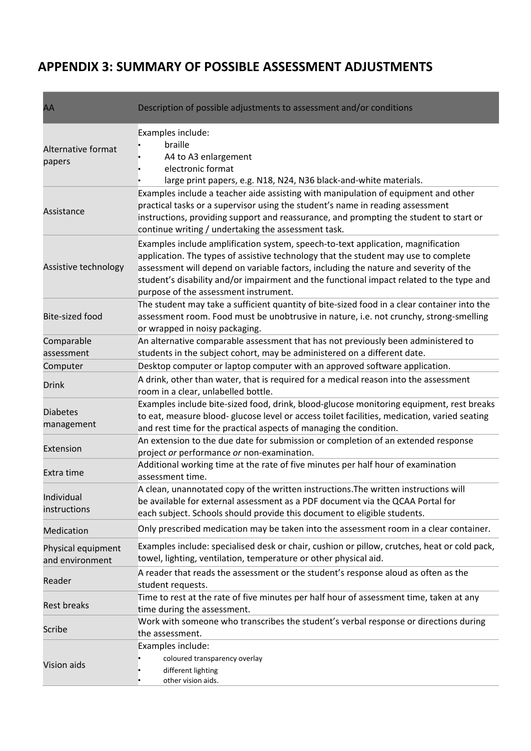## APPENDIX 3: SUMMARY OF POSSIBLE ASSESSMENT ADJUSTMENTS

| AA | Description of possible adjustments to assessment and/or conditions |
|---|---|
| Alternative format papers | Examples include:<br>• braille<br>• A4 to A3 enlargement<br>• electronic format<br>• large print papers, e.g. N18, N24, N36 black-and-white materials. |
| Assistance | Examples include a teacher aide assisting with manipulation of equipment and other practical tasks or a supervisor using the student's name in reading assessment instructions, providing support and reassurance, and prompting the student to start or continue writing / undertaking the assessment task. |
| Assistive technology | Examples include amplification system, speech-to-text application, magnification application. The types of assistive technology that the student may use to complete assessment will depend on variable factors, including the nature and severity of the student's disability and/or impairment and the functional impact related to the type and purpose of the assessment instrument. |
| Bite-sized food | The student may take a sufficient quantity of bite-sized food in a clear container into the assessment room. Food must be unobtrusive in nature, i.e. not crunchy, strong-smelling or wrapped in noisy packaging. |
| Comparable assessment | An alternative comparable assessment that has not previously been administered to students in the subject cohort, may be administered on a different date. |
| Computer | Desktop computer or laptop computer with an approved software application. |
| Drink | A drink, other than water, that is required for a medical reason into the assessment room in a clear, unlabelled bottle. |
| Diabetes management | Examples include bite-sized food, drink, blood-glucose monitoring equipment, rest breaks to eat, measure blood- glucose level or access toilet facilities, medication, varied seating and rest time for the practical aspects of managing the condition. |
| Extension | An extension to the due date for submission or completion of an extended response project *or* performance *or* non-examination. |
| Extra time | Additional working time at the rate of five minutes per half hour of examination assessment time. |
| Individual instructions | A clean, unannotated copy of the written instructions.The written instructions will be available for external assessment as a PDF document via the QCAA Portal for each subject. Schools should provide this document to eligible students. |
| Medication | Only prescribed medication may be taken into the assessment room in a clear container. |
| Physical equipment and environment | Examples include: specialised desk or chair, cushion or pillow, crutches, heat or cold pack, towel, lighting, ventilation, temperature or other physical aid. |
| Reader | A reader that reads the assessment or the student's response aloud as often as the student requests. |
| Rest breaks | Time to rest at the rate of five minutes per half hour of assessment time, taken at any time during the assessment. |
| Scribe | Work with someone who transcribes the student's verbal response or directions during the assessment. |
| Vision aids | Examples include:<br>• coloured transparency overlay<br>• different lighting<br>• other vision aids. |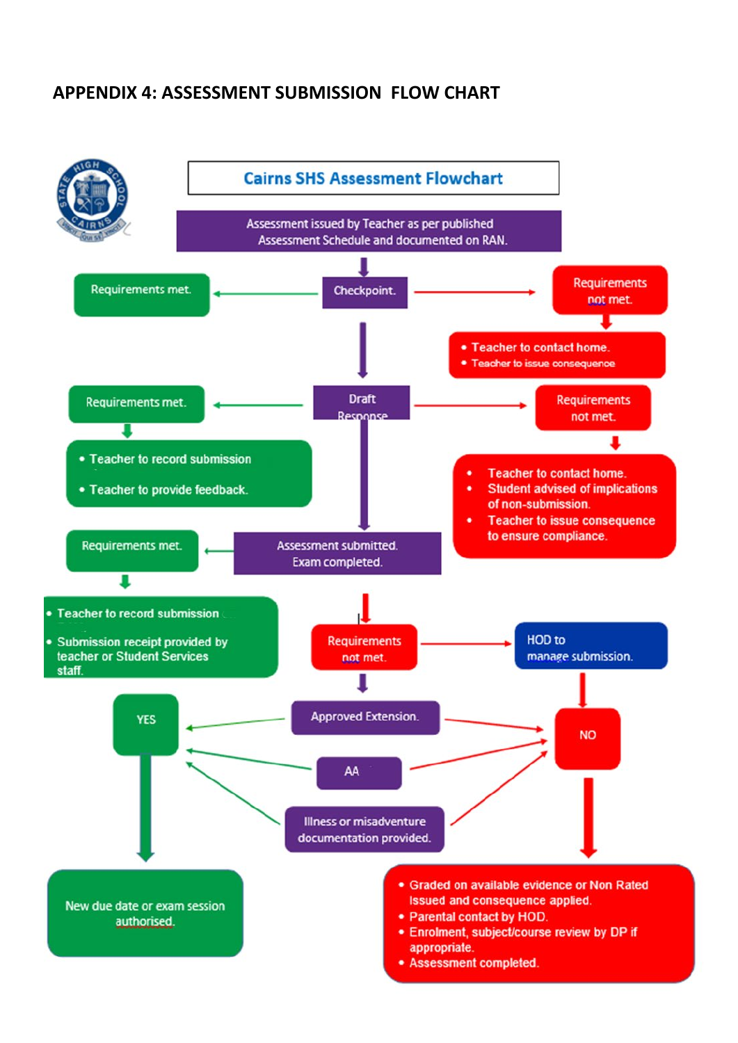## APPENDIX 4: ASSESSMENT SUBMISSION FLOW CHART

**Cairns SHS Assessment Flowchart**

Assessment issued by Teacher as per published Assessment Schedule and documented on RAN.

**Checkpoint.**

- Requirements met.
- Requirements not met.
  - Teacher to contact home.
  - Teacher to issue consequence

**Draft Response**

- Requirements met.
  - Teacher to record submission
  - Teacher to provide feedback.
- Requirements not met.
  - Teacher to contact home.
  - Student advised of implications of non-submission.
  - Teacher to issue consequence to ensure compliance.

**Assessment submitted. Exam completed.**

- Requirements met.
  - Teacher to record submission
  - Submission receipt provided by teacher or Student Services staff.
- Requirements not met.
  - HOD to manage submission.

Approved Extension.

AA

Illness or misadventure documentation provided.

**YES**

- New due date or exam session authorised.

**NO**

- Graded on available evidence or Non Rated issued and consequence applied.
- Parental contact by HOD.
- Enrolment, subject/course review by DP if appropriate.
- Assessment completed.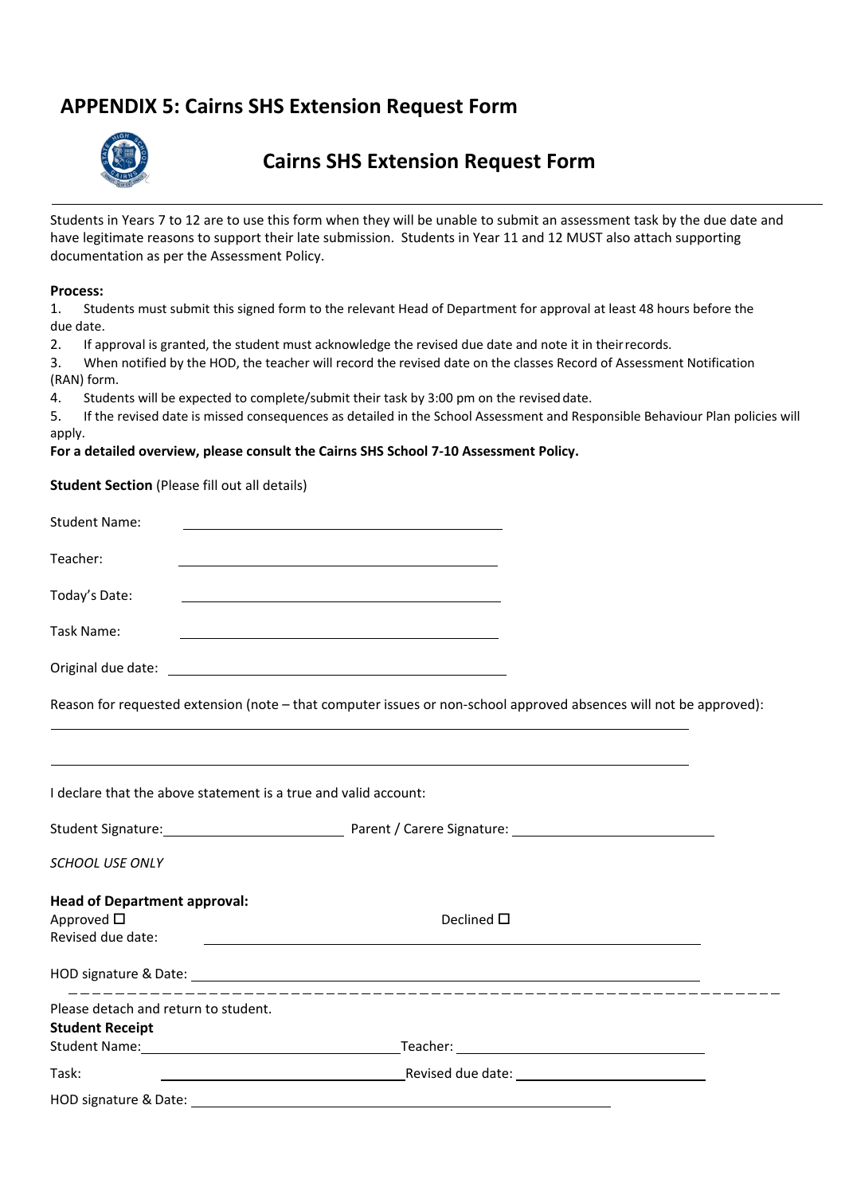# APPENDIX 5: Cairns SHS Extension Request Form

## Cairns SHS Extension Request Form

Students in Years 7 to 12 are to use this form when they will be unable to submit an assessment task by the due date and have legitimate reasons to support their late submission. Students in Year 11 and 12 MUST also attach supporting documentation as per the Assessment Policy.

**Process:**

1. Students must submit this signed form to the relevant Head of Department for approval at least 48 hours before the due date.
2. If approval is granted, the student must acknowledge the revised due date and note it in their records.
3. When notified by the HOD, the teacher will record the revised date on the classes Record of Assessment Notification (RAN) form.
4. Students will be expected to complete/submit their task by 3:00 pm on the revised date.
5. If the revised date is missed consequences as detailed in the School Assessment and Responsible Behaviour Plan policies will apply.

**For a detailed overview, please consult the Cairns SHS School 7-10 Assessment Policy.**

**Student Section** (Please fill out all details)

Student Name: ____________________________________

Teacher: ____________________________________

Today's Date: ____________________________________

Task Name: ____________________________________

Original due date: ____________________________________

Reason for requested extension (note – that computer issues or non-school approved absences will not be approved):

______________________________________________________________________

______________________________________________________________________

I declare that the above statement is a true and valid account:

Student Signature: ______________________ Parent / Carere Signature: ______________________

*SCHOOL USE ONLY*

**Head of Department approval:**

Approved ☐ Declined ☐

Revised due date: ____________________________________

HOD signature & Date: ____________________________________

- - - - - - - - - - - - - - - - - - - - - - - - - - - - - - - - - - - - - - - - - - - -

Please detach and return to student.

**Student Receipt**

Student Name: ______________________ Teacher: ______________________

Task: ______________________ Revised due date: ______________________

HOD signature & Date: ____________________________________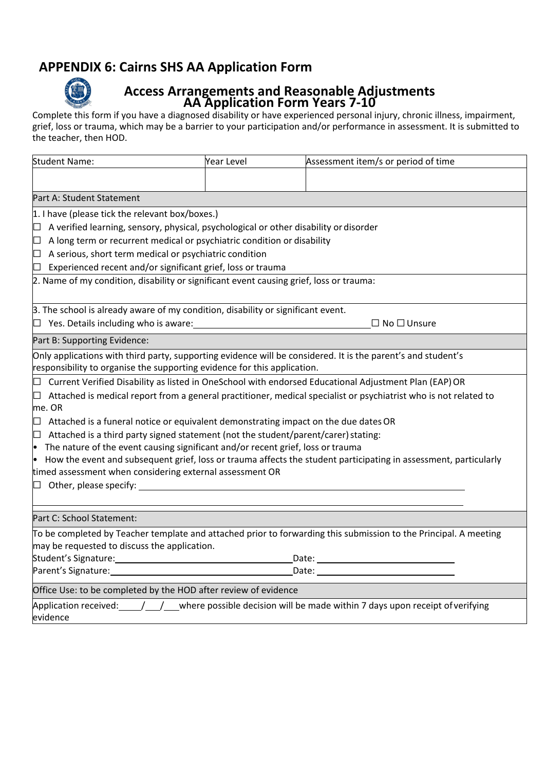## APPENDIX 6: Cairns SHS AA Application Form

### Access Arrangements and Reasonable Adjustments
### AA Application Form Years 7-10

Complete this form if you have a diagnosed disability or have experienced personal injury, chronic illness, impairment, grief, loss or trauma, which may be a barrier to your participation and/or performance in assessment. It is submitted to the teacher, then HOD.

| Student Name: | Year Level | Assessment item/s or period of time |
|---|---|---|
| | | |

**Part A: Student Statement**

1. I have (please tick the relevant box/boxes.)

☐ A verified learning, sensory, physical, psychological or other disability or disorder
☐ A long term or recurrent medical or psychiatric condition or disability
☐ A serious, short term medical or psychiatric condition
☐ Experienced recent and/or significant grief, loss or trauma

2. Name of my condition, disability or significant event causing grief, loss or trauma:

3. The school is already aware of my condition, disability or significant event.
☐ Yes. Details including who is aware:\_\_\_\_\_\_\_\_\_\_\_\_\_\_\_\_\_\_\_\_ ☐ No ☐ Unsure

**Part B: Supporting Evidence:**

Only applications with third party, supporting evidence will be considered. It is the parent's and student's responsibility to organise the supporting evidence for this application.

☐ Current Verified Disability as listed in OneSchool with endorsed Educational Adjustment Plan (EAP) OR
☐ Attached is medical report from a general practitioner, medical specialist or psychiatrist who is not related to me. OR
☐ Attached is a funeral notice or equivalent demonstrating impact on the due dates OR
☐ Attached is a third party signed statement (not the student/parent/carer) stating:
- The nature of the event causing significant and/or recent grief, loss or trauma
- How the event and subsequent grief, loss or trauma affects the student participating in assessment, particularly timed assessment when considering external assessment OR

☐ Other, please specify: \_\_\_\_\_\_\_\_\_\_\_\_\_\_\_\_\_\_\_\_

**Part C: School Statement:**

To be completed by Teacher template and attached prior to forwarding this submission to the Principal. A meeting may be requested to discuss the application.

Student's Signature:\_\_\_\_\_\_\_\_\_\_\_\_\_\_\_\_\_\_\_\_ Date: \_\_\_\_\_\_\_\_\_\_\_\_\_\_\_\_\_\_\_\_
Parent's Signature:\_\_\_\_\_\_\_\_\_\_\_\_\_\_\_\_\_\_\_\_ Date: \_\_\_\_\_\_\_\_\_\_\_\_\_\_\_\_\_\_\_\_

**Office Use: to be completed by the HOD after review of evidence**

Application received:\_\_\_\_/\_\_\_/\_\_\_where possible decision will be made within 7 days upon receipt of verifying evidence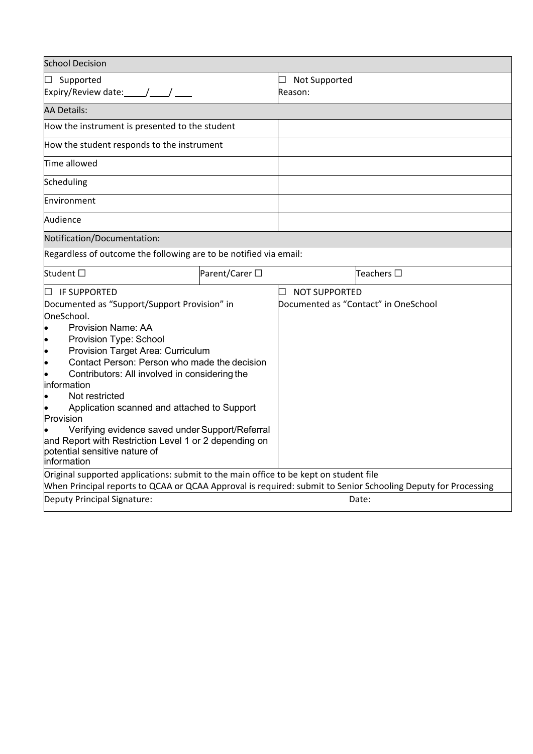| School Decision | | |
|---|---|---|
| ☐ Supported<br>Expiry/Review date:\_\_\_\_/\_\_\_/\_\_\_ | ☐ Not Supported<br>Reason: | |
| **AA Details:** | | |
| How the instrument is presented to the student | | |
| How the student responds to the instrument | | |
| Time allowed | | |
| Scheduling | | |
| Environment | | |
| Audience | | |
| **Notification/Documentation:** | | |
| Regardless of outcome the following are to be notified via email: | | |
| Student ☐ | Parent/Carer ☐ | Teachers ☐ |
| ☐ IF SUPPORTED<br>Documented as "Support/Support Provision" in OneSchool.<br>• Provision Name: AA<br>• Provision Type: School<br>• Provision Target Area: Curriculum<br>• Contact Person: Person who made the decision<br>• Contributors: All involved in considering the information<br>• Not restricted<br>• Application scanned and attached to Support Provision<br>• Verifying evidence saved under Support/Referral and Report with Restriction Level 1 or 2 depending on potential sensitive nature of information | ☐ NOT SUPPORTED<br>Documented as "Contact" in OneSchool | |
| Original supported applications: submit to the main office to be kept on student file<br>When Principal reports to QCAA or QCAA Approval is required: submit to Senior Schooling Deputy for Processing | | |
| Deputy Principal Signature: | Date: | |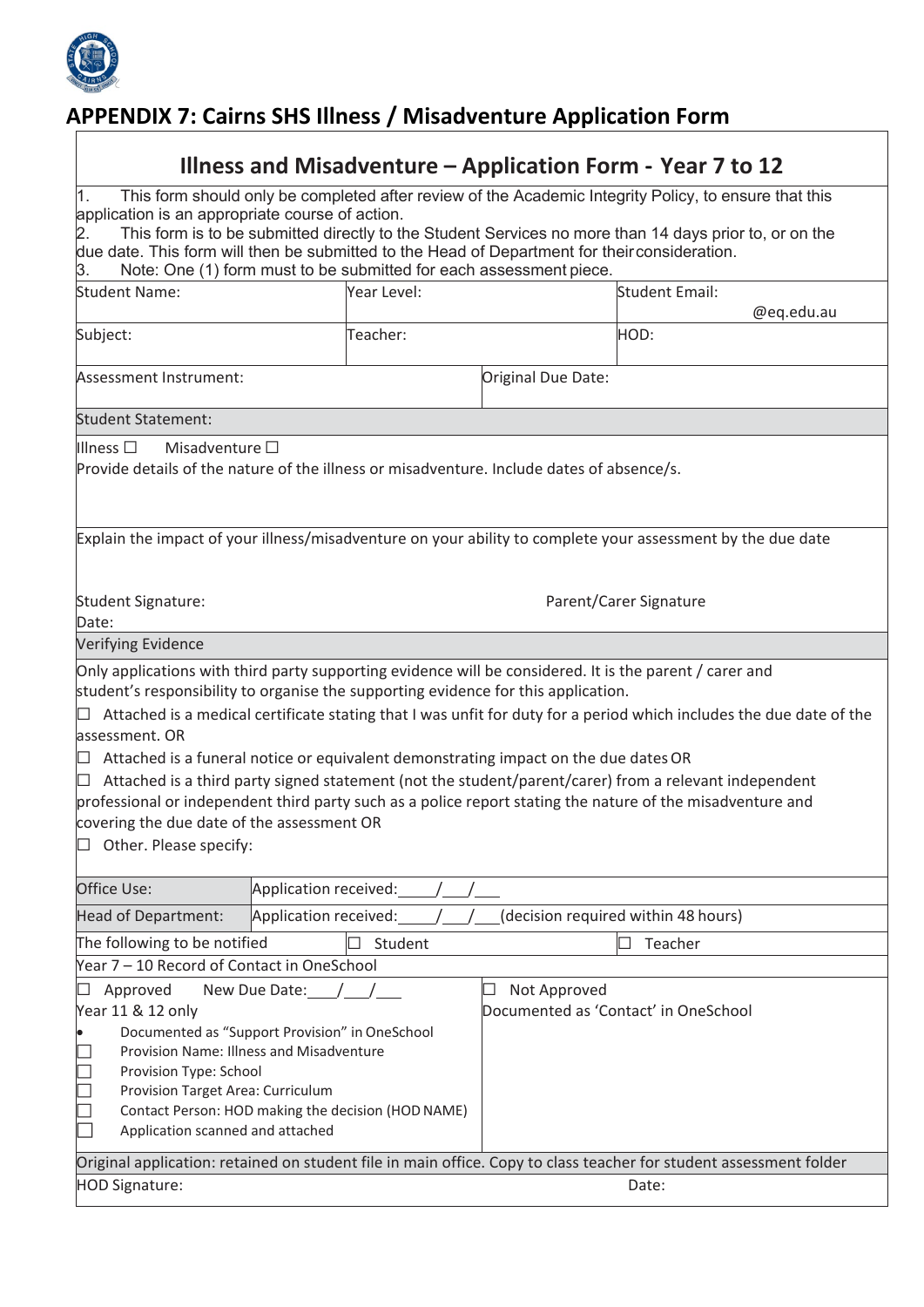## APPENDIX 7: Cairns SHS Illness / Misadventure Application Form

### Illness and Misadventure – Application Form - Year 7 to 12

1. This form should only be completed after review of the Academic Integrity Policy, to ensure that this application is an appropriate course of action.
2. This form is to be submitted directly to the Student Services no more than 14 days prior to, or on the due date. This form will then be submitted to the Head of Department for their consideration.
3. Note: One (1) form must to be submitted for each assessment piece.

| Student Name: | Year Level: | Student Email: @eq.edu.au |
|---|---|---|
| Subject: | Teacher: | HOD: |

| Assessment Instrument: | Original Due Date: |
|---|---|

**Student Statement:**

Illness ☐ Misadventure ☐

Provide details of the nature of the illness or misadventure. Include dates of absence/s.

Explain the impact of your illness/misadventure on your ability to complete your assessment by the due date

Student Signature: Parent/Carer Signature

Date:

**Verifying Evidence**

Only applications with third party supporting evidence will be considered. It is the parent / carer and student's responsibility to organise the supporting evidence for this application.

☐ Attached is a medical certificate stating that I was unfit for duty for a period which includes the due date of the assessment. OR

☐ Attached is a funeral notice or equivalent demonstrating impact on the due dates OR

☐ Attached is a third party signed statement (not the student/parent/carer) from a relevant independent professional or independent third party such as a police report stating the nature of the misadventure and covering the due date of the assessment OR

☐ Other. Please specify:

| Office Use: | Application received: ____/___/___ |
|---|---|
| Head of Department: | Application received: ____/___/___(decision required within 48 hours) |

| The following to be notified | ☐ Student | ☐ Teacher |
|---|---|---|

Year 7 – 10 Record of Contact in OneSchool

| ☐ Approved New Due Date: ___/___/___ | ☐ Not Approved |
|---|---|
| Year 11 & 12 only | Documented as 'Contact' in OneSchool |
| • Documented as "Support Provision" in OneSchool | |
| ☐ Provision Name: Illness and Misadventure | |
| ☐ Provision Type: School | |
| ☐ Provision Target Area: Curriculum | |
| ☐ Contact Person: HOD making the decision (HOD NAME) | |
| ☐ Application scanned and attached | |

Original application: retained on student file in main office. Copy to class teacher for student assessment folder

HOD Signature: Date: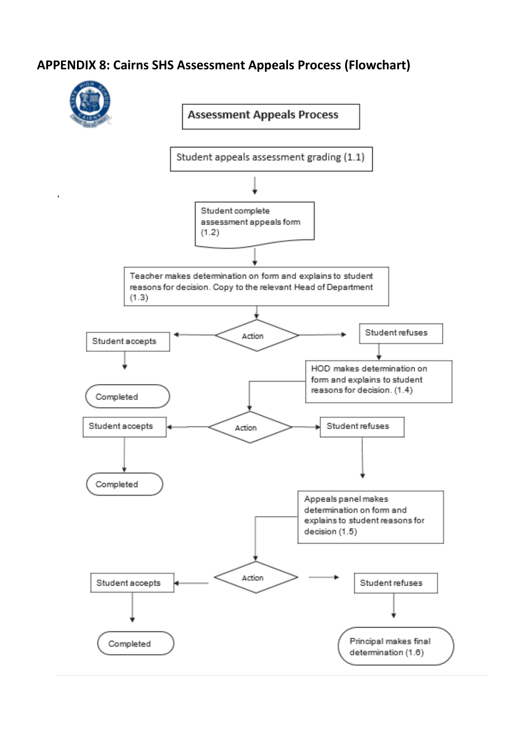## APPENDIX 8: Cairns SHS Assessment Appeals Process (Flowchart)

**Assessment Appeals Process**

Student appeals assessment grading (1.1)

Student complete assessment appeals form (1.2)

Teacher makes determination on form and explains to student reasons for decision. Copy to the relevant Head of Department (1.3)

Action

Student accepts

Completed

Student refuses

HOD makes determination on form and explains to student reasons for decision. (1.4)

Action

Student accepts

Completed

Student refuses

Appeals panel makes determination on form and explains to student reasons for decision (1.5)

Action

Student accepts

Completed

Student refuses

Principal makes final determination (1.6)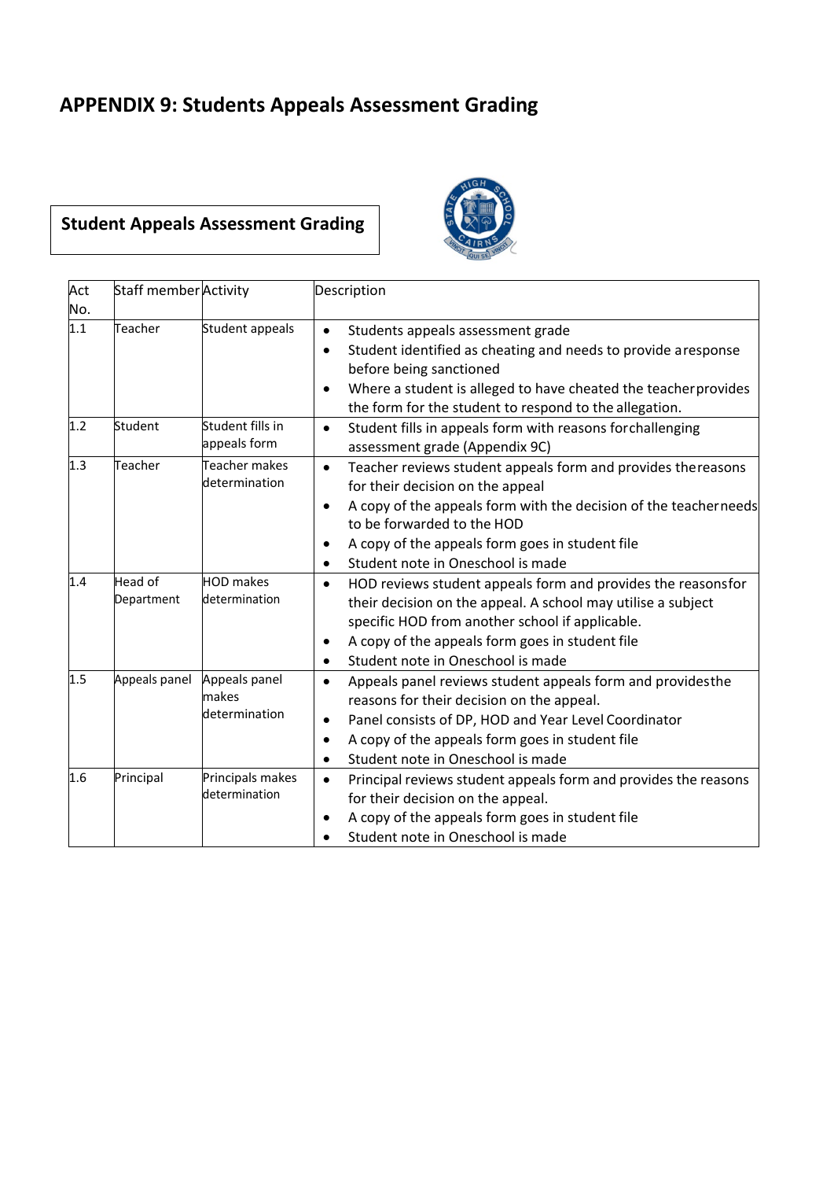# APPENDIX 9: Students Appeals Assessment Grading

## Student Appeals Assessment Grading

| Act No. | Staff member | Activity | Description |
|---|---|---|---|
| 1.1 | Teacher | Student appeals | • Students appeals assessment grade<br>• Student identified as cheating and needs to provide a response before being sanctioned<br>• Where a student is alleged to have cheated the teacher provides the form for the student to respond to the allegation. |
| 1.2 | Student | Student fills in appeals form | • Student fills in appeals form with reasons for challenging assessment grade (Appendix 9C) |
| 1.3 | Teacher | Teacher makes determination | • Teacher reviews student appeals form and provides the reasons for their decision on the appeal<br>• A copy of the appeals form with the decision of the teacher needs to be forwarded to the HOD<br>• A copy of the appeals form goes in student file<br>• Student note in Oneschool is made |
| 1.4 | Head of Department | HOD makes determination | • HOD reviews student appeals form and provides the reasons for their decision on the appeal. A school may utilise a subject specific HOD from another school if applicable.<br>• A copy of the appeals form goes in student file<br>• Student note in Oneschool is made |
| 1.5 | Appeals panel | Appeals panel makes determination | • Appeals panel reviews student appeals form and provides the reasons for their decision on the appeal.<br>• Panel consists of DP, HOD and Year Level Coordinator<br>• A copy of the appeals form goes in student file<br>• Student note in Oneschool is made |
| 1.6 | Principal | Principals makes determination | • Principal reviews student appeals form and provides the reasons for their decision on the appeal.<br>• A copy of the appeals form goes in student file<br>• Student note in Oneschool is made |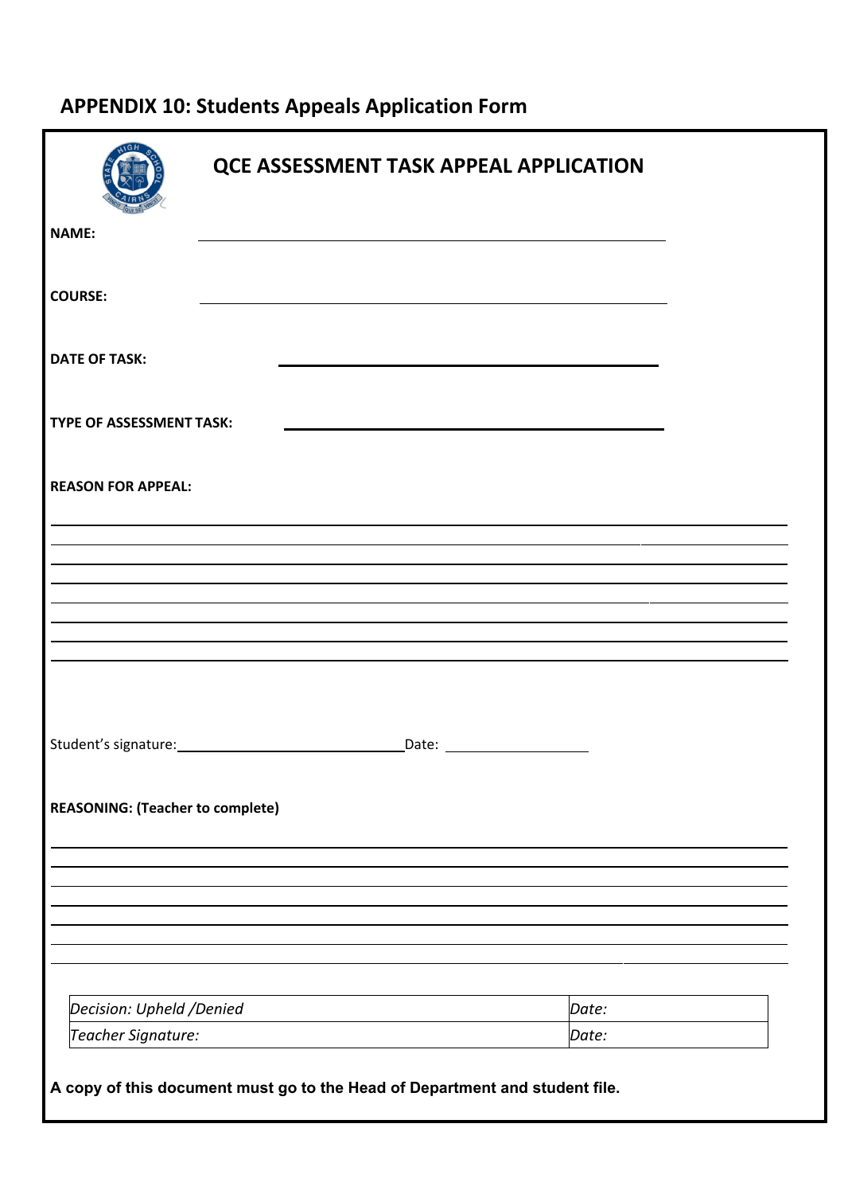## APPENDIX 10: Students Appeals Application Form

### QCE ASSESSMENT TASK APPEAL APPLICATION

**NAME:** ______________________________________________

**COURSE:** ______________________________________________

**DATE OF TASK:** ______________________________________

**TYPE OF ASSESSMENT TASK:** ______________________________________

**REASON FOR APPEAL:**

_____________________________________________________________________________

_____________________________________________________________________________

_____________________________________________________________________________

_____________________________________________________________________________

_____________________________________________________________________________

_____________________________________________________________________________

_____________________________________________________________________________

_____________________________________________________________________________

Student's signature:______________________________Date: ____________________

**REASONING: (Teacher to complete)**

_____________________________________________________________________________

_____________________________________________________________________________

_____________________________________________________________________________

_____________________________________________________________________________

_____________________________________________________________________________

_____________________________________________________________________________

_____________________________________________________________________________

| *Decision: Upheld /Denied* | *Date:* |
|---|---|
| *Teacher Signature:* | *Date:* |

**A copy of this document must go to the Head of Department and student file.**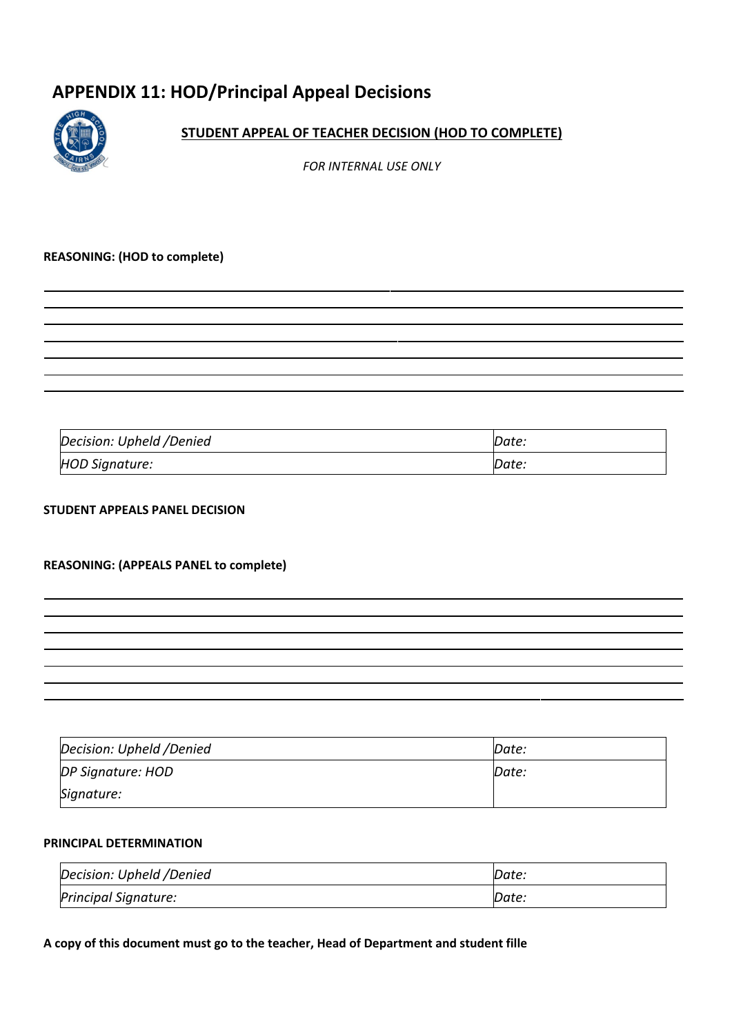# APPENDIX 11: HOD/Principal Appeal Decisions

**STUDENT APPEAL OF TEACHER DECISION (HOD TO COMPLETE)**

*FOR INTERNAL USE ONLY*

**REASONING: (HOD to complete)**

\_\_\_\_\_\_\_\_\_\_\_\_\_\_\_\_\_\_\_\_\_\_\_\_\_\_\_\_\_\_\_\_\_\_\_\_\_\_\_\_\_\_\_\_\_\_\_\_\_\_\_\_\_\_\_\_\_\_\_\_\_\_\_\_\_\_\_\_\_\_\_\_

\_\_\_\_\_\_\_\_\_\_\_\_\_\_\_\_\_\_\_\_\_\_\_\_\_\_\_\_\_\_\_\_\_\_\_\_\_\_\_\_\_\_\_\_\_\_\_\_\_\_\_\_\_\_\_\_\_\_\_\_\_\_\_\_\_\_\_\_\_\_\_\_

\_\_\_\_\_\_\_\_\_\_\_\_\_\_\_\_\_\_\_\_\_\_\_\_\_\_\_\_\_\_\_\_\_\_\_\_\_\_\_\_\_\_\_\_\_\_\_\_\_\_\_\_\_\_\_\_\_\_\_\_\_\_\_\_\_\_\_\_\_\_\_\_

\_\_\_\_\_\_\_\_\_\_\_\_\_\_\_\_\_\_\_\_\_\_\_\_\_\_\_\_\_\_\_\_\_\_\_\_\_\_\_\_\_\_\_\_\_\_\_\_\_\_\_\_\_\_\_\_\_\_\_\_\_\_\_\_\_\_\_\_\_\_\_\_

\_\_\_\_\_\_\_\_\_\_\_\_\_\_\_\_\_\_\_\_\_\_\_\_\_\_\_\_\_\_\_\_\_\_\_\_\_\_\_\_\_\_\_\_\_\_\_\_\_\_\_\_\_\_\_\_\_\_\_\_\_\_\_\_\_\_\_\_\_\_\_\_

\_\_\_\_\_\_\_\_\_\_\_\_\_\_\_\_\_\_\_\_\_\_\_\_\_\_\_\_\_\_\_\_\_\_\_\_\_\_\_\_\_\_\_\_\_\_\_\_\_\_\_\_\_\_\_\_\_\_\_\_\_\_\_\_\_\_\_\_\_\_\_\_

\_\_\_\_\_\_\_\_\_\_\_\_\_\_\_\_\_\_\_\_\_\_\_\_\_\_\_\_\_\_\_\_\_\_\_\_\_\_\_\_\_\_\_\_\_\_\_\_\_\_\_\_\_\_\_\_\_\_\_\_\_\_\_\_\_\_\_\_\_\_\_\_

| *Decision: Upheld /Denied* | *Date:* |
|---|---|
| *HOD Signature:* | *Date:* |

**STUDENT APPEALS PANEL DECISION**

**REASONING: (APPEALS PANEL to complete)**

\_\_\_\_\_\_\_\_\_\_\_\_\_\_\_\_\_\_\_\_\_\_\_\_\_\_\_\_\_\_\_\_\_\_\_\_\_\_\_\_\_\_\_\_\_\_\_\_\_\_\_\_\_\_\_\_\_\_\_\_\_\_\_\_\_\_\_\_\_\_\_\_

\_\_\_\_\_\_\_\_\_\_\_\_\_\_\_\_\_\_\_\_\_\_\_\_\_\_\_\_\_\_\_\_\_\_\_\_\_\_\_\_\_\_\_\_\_\_\_\_\_\_\_\_\_\_\_\_\_\_\_\_\_\_\_\_\_\_\_\_\_\_\_\_

\_\_\_\_\_\_\_\_\_\_\_\_\_\_\_\_\_\_\_\_\_\_\_\_\_\_\_\_\_\_\_\_\_\_\_\_\_\_\_\_\_\_\_\_\_\_\_\_\_\_\_\_\_\_\_\_\_\_\_\_\_\_\_\_\_\_\_\_\_\_\_\_

\_\_\_\_\_\_\_\_\_\_\_\_\_\_\_\_\_\_\_\_\_\_\_\_\_\_\_\_\_\_\_\_\_\_\_\_\_\_\_\_\_\_\_\_\_\_\_\_\_\_\_\_\_\_\_\_\_\_\_\_\_\_\_\_\_\_\_\_\_\_\_\_

\_\_\_\_\_\_\_\_\_\_\_\_\_\_\_\_\_\_\_\_\_\_\_\_\_\_\_\_\_\_\_\_\_\_\_\_\_\_\_\_\_\_\_\_\_\_\_\_\_\_\_\_\_\_\_\_\_\_\_\_\_\_\_\_\_\_\_\_\_\_\_\_

\_\_\_\_\_\_\_\_\_\_\_\_\_\_\_\_\_\_\_\_\_\_\_\_\_\_\_\_\_\_\_\_\_\_\_\_\_\_\_\_\_\_\_\_\_\_\_\_\_\_\_\_\_\_\_\_\_\_\_\_\_\_\_\_\_\_\_\_\_\_\_\_

\_\_\_\_\_\_\_\_\_\_\_\_\_\_\_\_\_\_\_\_\_\_\_\_\_\_\_\_\_\_\_\_\_\_\_\_\_\_\_\_\_\_\_\_\_\_\_\_\_\_\_\_\_\_\_\_\_\_\_\_\_\_\_\_\_\_\_\_\_\_\_\_

| *Decision: Upheld /Denied* | *Date:* |
|---|---|
| *DP Signature: HOD Signature:* | *Date:* |

**PRINCIPAL DETERMINATION**

| *Decision: Upheld /Denied* | *Date:* |
|---|---|
| *Principal Signature:* | *Date:* |

**A copy of this document must go to the teacher, Head of Department and student fille**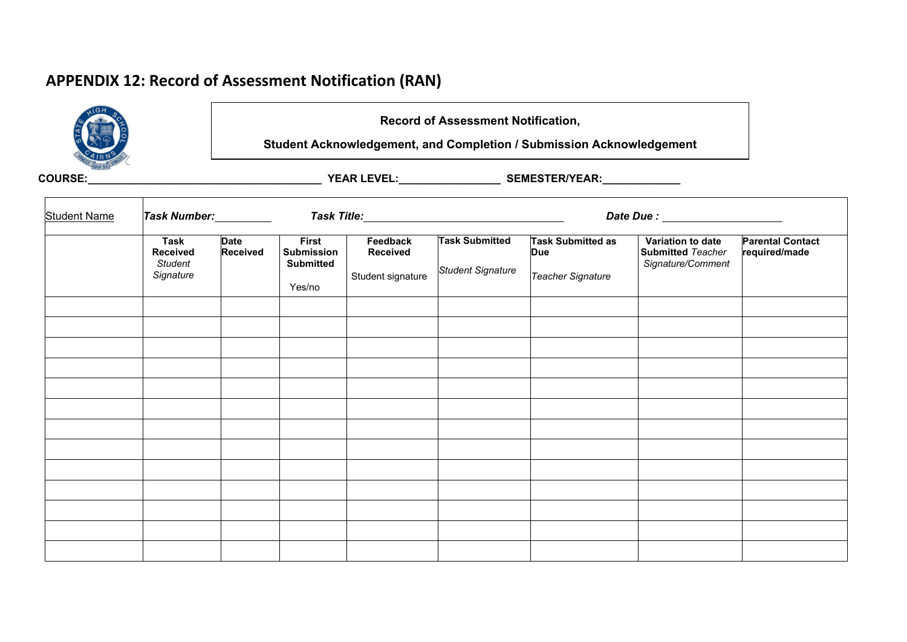## APPENDIX 12: Record of Assessment Notification (RAN)

**Record of Assessment Notification,**

**Student Acknowledgement, and Completion / Submission Acknowledgement**

**COURSE:**_______________________________________ **YEAR LEVEL:**________________ **SEMESTER/YEAR:**_____________

| Student Name | ***Task Number:***_________ | | ***Task Title:***________________________________ | | | ***Date Due :*** ____________________ | | |
|---|---|---|---|---|---|---|---|---|
| | **Task Received** *Student Signature* | **Date Received** | **First Submission Submitted** Yes/no | **Feedback Received** Student signature | **Task Submitted** *Student Signature* | **Task Submitted as Due** *Teacher Signature* | **Variation to date Submitted** *Teacher Signature/Comment* | **Parental Contact required/made** |
| | | | | | | | | |
| | | | | | | | | |
| | | | | | | | | |
| | | | | | | | | |
| | | | | | | | | |
| | | | | | | | | |
| | | | | | | | | |
| | | | | | | | | |
| | | | | | | | | |
| | | | | | | | | |
| | | | | | | | | |
| | | | | | | | | |
| | | | | | | | | |